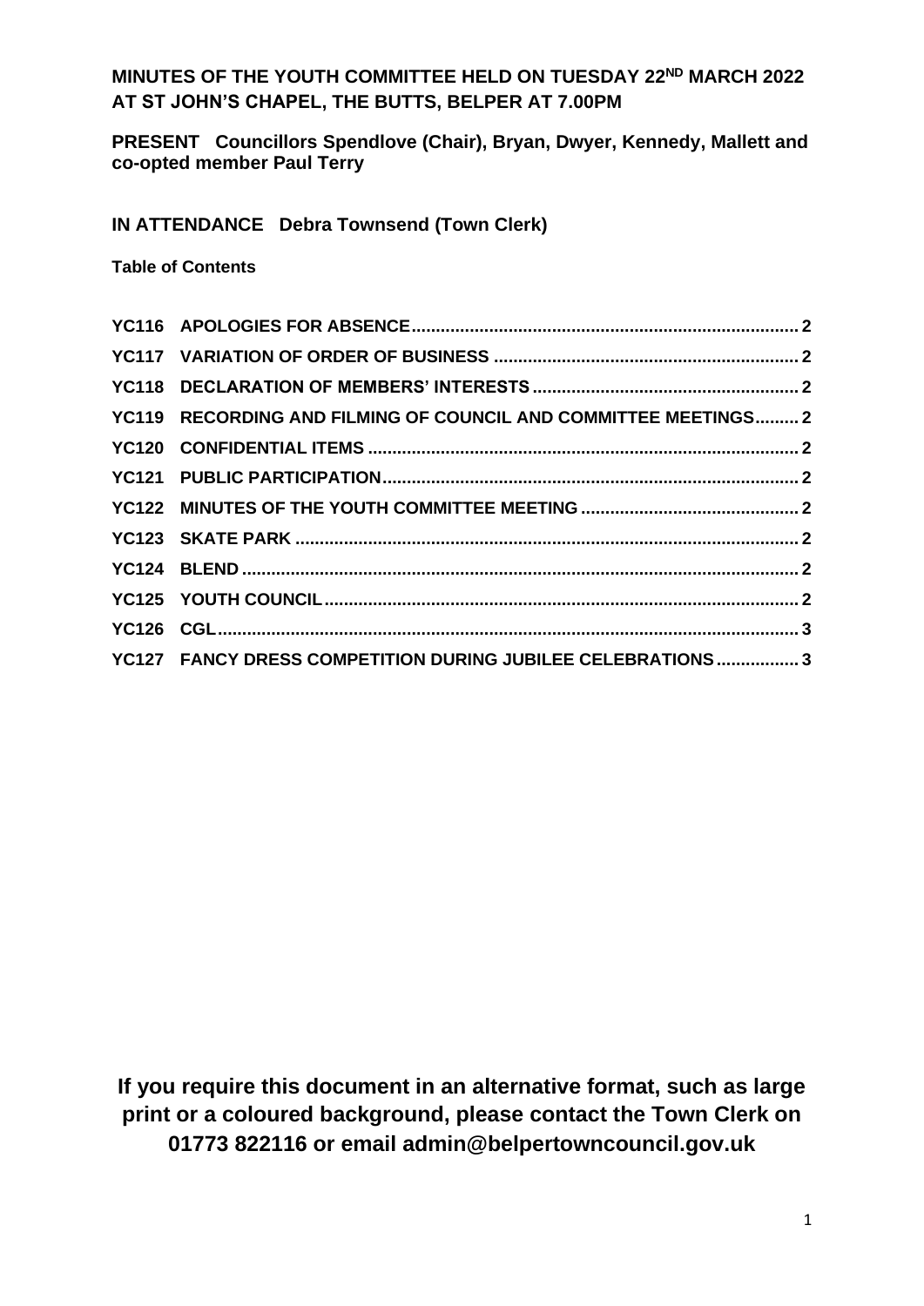# MINUTES OF THE YOUTH COMMITTEE HELD ON TUESDAY 22ND MARCH 2022 AT ST JOHN'S CHAPEL, THE BUTTS, BELPER AT 7.00PM

**PRESENT** Councillors Spendlove (Chair), Bryan, Dwyer, Kennedy, Mallett and co-opted member Paul Terry

**IN ATTENDANCE** Debra Townsend (Town Clerk)

**Table of Contents**

| | | |
|---|---|---|
| YC116 | APOLOGIES FOR ABSENCE | 2 |
| YC117 | VARIATION OF ORDER OF BUSINESS | 2 |
| YC118 | DECLARATION OF MEMBERS' INTERESTS | 2 |
| YC119 | RECORDING AND FILMING OF COUNCIL AND COMMITTEE MEETINGS | 2 |
| YC120 | CONFIDENTIAL ITEMS | 2 |
| YC121 | PUBLIC PARTICIPATION | 2 |
| YC122 | MINUTES OF THE YOUTH COMMITTEE MEETING | 2 |
| YC123 | SKATE PARK | 2 |
| YC124 | BLEND | 2 |
| YC125 | YOUTH COUNCIL | 2 |
| YC126 | CGL | 3 |
| YC127 | FANCY DRESS COMPETITION DURING JUBILEE CELEBRATIONS | 3 |

**If you require this document in an alternative format, such as large print or a coloured background, please contact the Town Clerk on 01773 822116 or email admin@belpertowncouncil.gov.uk**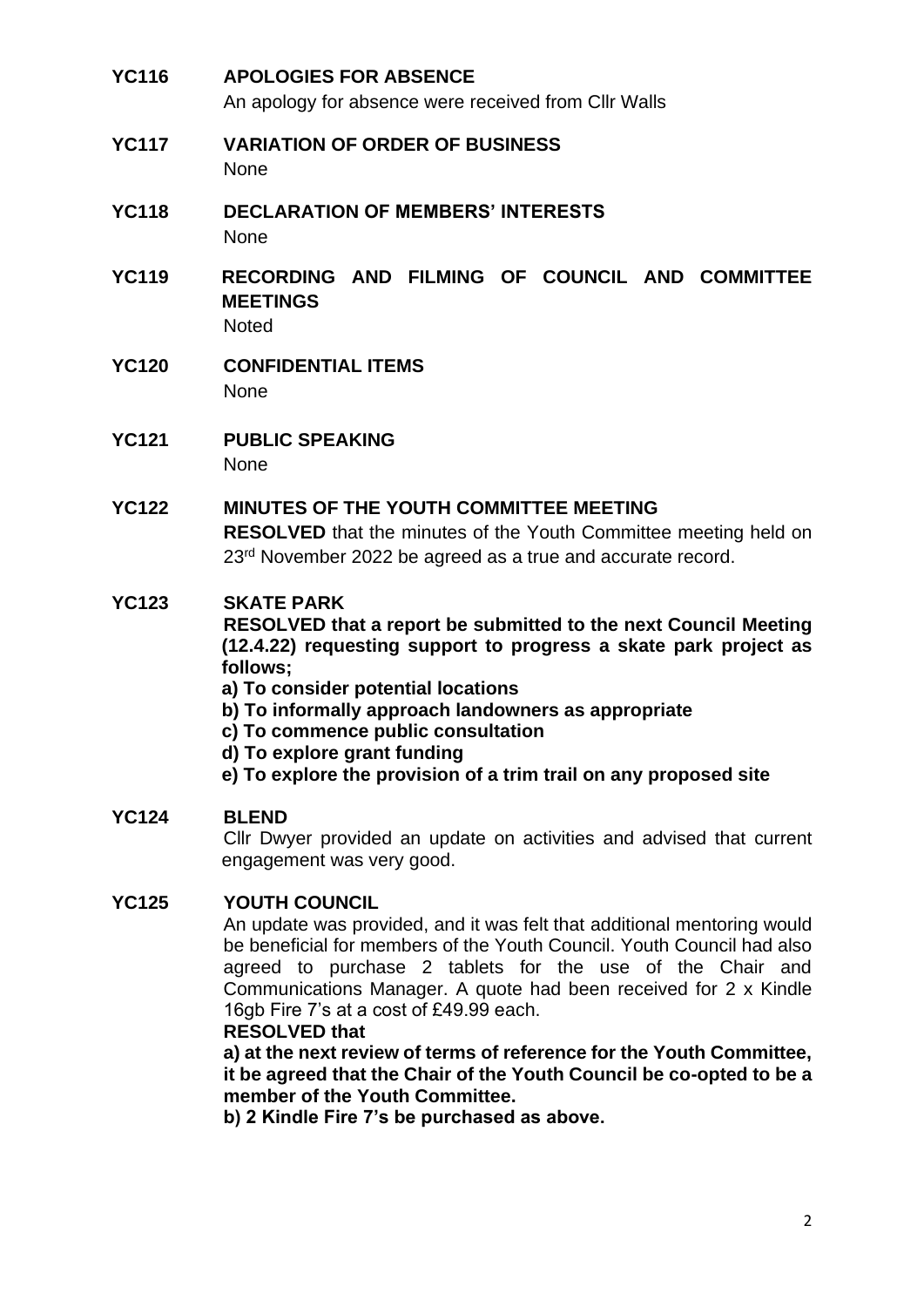**YC116 APOLOGIES FOR ABSENCE**

An apology for absence were received from Cllr Walls

**YC117 VARIATION OF ORDER OF BUSINESS**

None

**YC118 DECLARATION OF MEMBERS' INTERESTS**

None

**YC119 RECORDING AND FILMING OF COUNCIL AND COMMITTEE MEETINGS**

Noted

**YC120 CONFIDENTIAL ITEMS**

None

**YC121 PUBLIC SPEAKING**

None

**YC122 MINUTES OF THE YOUTH COMMITTEE MEETING**

**RESOLVED** that the minutes of the Youth Committee meeting held on 23rd November 2022 be agreed as a true and accurate record.

**YC123 SKATE PARK**

**RESOLVED that a report be submitted to the next Council Meeting (12.4.22) requesting support to progress a skate park project as follows;**

**a) To consider potential locations**
**b) To informally approach landowners as appropriate**
**c) To commence public consultation**
**d) To explore grant funding**
**e) To explore the provision of a trim trail on any proposed site**

**YC124 BLEND**

Cllr Dwyer provided an update on activities and advised that current engagement was very good.

**YC125 YOUTH COUNCIL**

An update was provided, and it was felt that additional mentoring would be beneficial for members of the Youth Council. Youth Council had also agreed to purchase 2 tablets for the use of the Chair and Communications Manager. A quote had been received for 2 x Kindle 16gb Fire 7's at a cost of £49.99 each.

**RESOLVED that**

**a) at the next review of terms of reference for the Youth Committee, it be agreed that the Chair of the Youth Council be co-opted to be a member of the Youth Committee.**

**b) 2 Kindle Fire 7's be purchased as above.**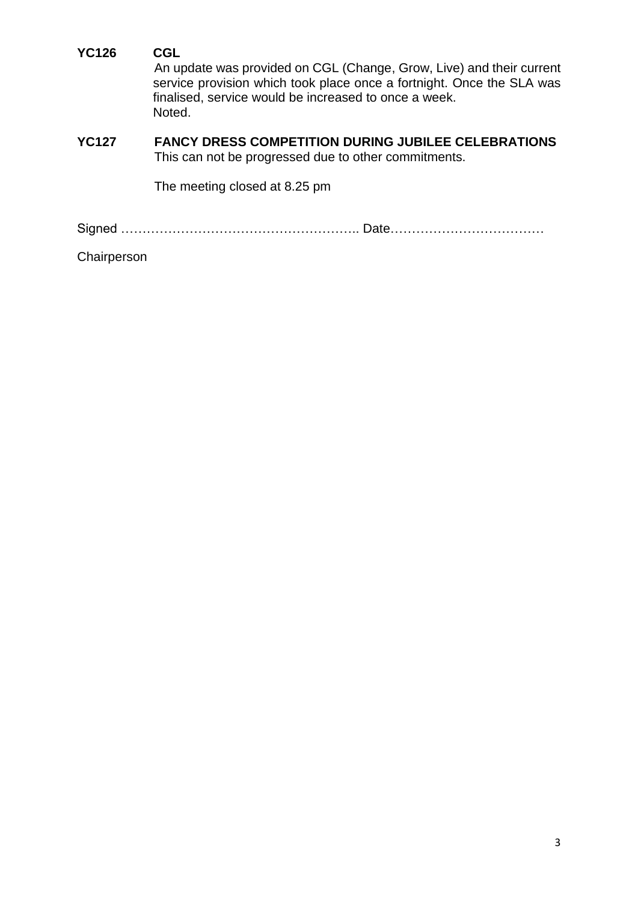**YC126 CGL**

An update was provided on CGL (Change, Grow, Live) and their current service provision which took place once a fortnight. Once the SLA was finalised, service would be increased to once a week.

Noted.

**YC127 FANCY DRESS COMPETITION DURING JUBILEE CELEBRATIONS**

This can not be progressed due to other commitments.

The meeting closed at 8.25 pm

Signed ……………………………………………….. Date………………………………

Chairperson